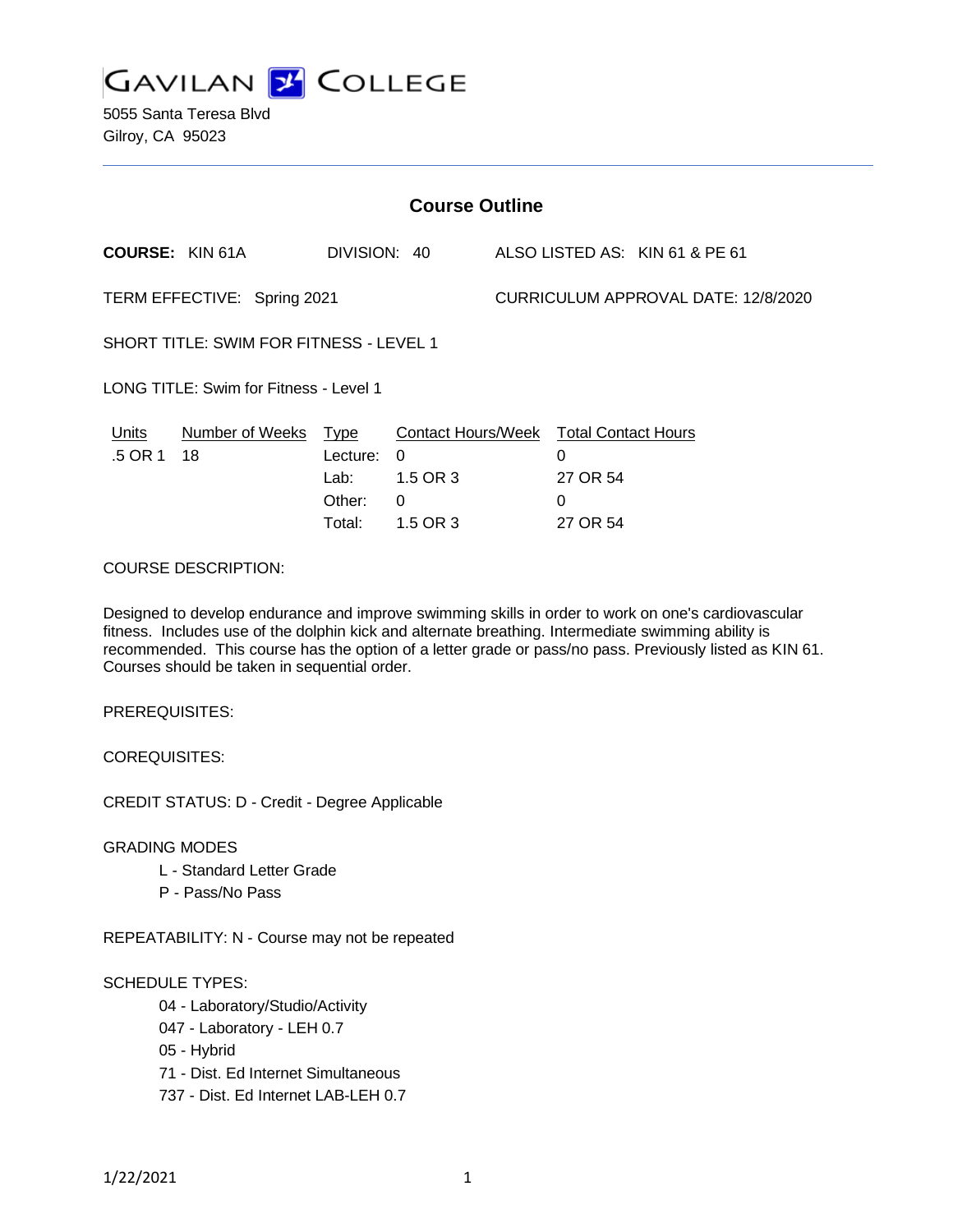# GAVILAN COLLEGE

5055 Santa Teresa Blvd
Gilroy, CA 95023

## Course Outline

**COURSE:** KIN 61A DIVISION: 40 ALSO LISTED AS: KIN 61 & PE 61

TERM EFFECTIVE: Spring 2021 CURRICULUM APPROVAL DATE: 12/8/2020

SHORT TITLE: SWIM FOR FITNESS - LEVEL 1

LONG TITLE: Swim for Fitness - Level 1

| Units | Number of Weeks | Type | Contact Hours/Week | Total Contact Hours |
|---|---|---|---|---|
| .5 OR 1 | 18 | Lecture: | 0 | 0 |
| | | Lab: | 1.5 OR 3 | 27 OR 54 |
| | | Other: | 0 | 0 |
| | | Total: | 1.5 OR 3 | 27 OR 54 |

COURSE DESCRIPTION:

Designed to develop endurance and improve swimming skills in order to work on one's cardiovascular fitness. Includes use of the dolphin kick and alternate breathing. Intermediate swimming ability is recommended. This course has the option of a letter grade or pass/no pass. Previously listed as KIN 61. Courses should be taken in sequential order.

PREREQUISITES:

COREQUISITES:

CREDIT STATUS: D - Credit - Degree Applicable

GRADING MODES

- L - Standard Letter Grade
- P - Pass/No Pass

REPEATABILITY: N - Course may not be repeated

SCHEDULE TYPES:

- 04 - Laboratory/Studio/Activity
- 047 - Laboratory - LEH 0.7
- 05 - Hybrid
- 71 - Dist. Ed Internet Simultaneous
- 737 - Dist. Ed Internet LAB-LEH 0.7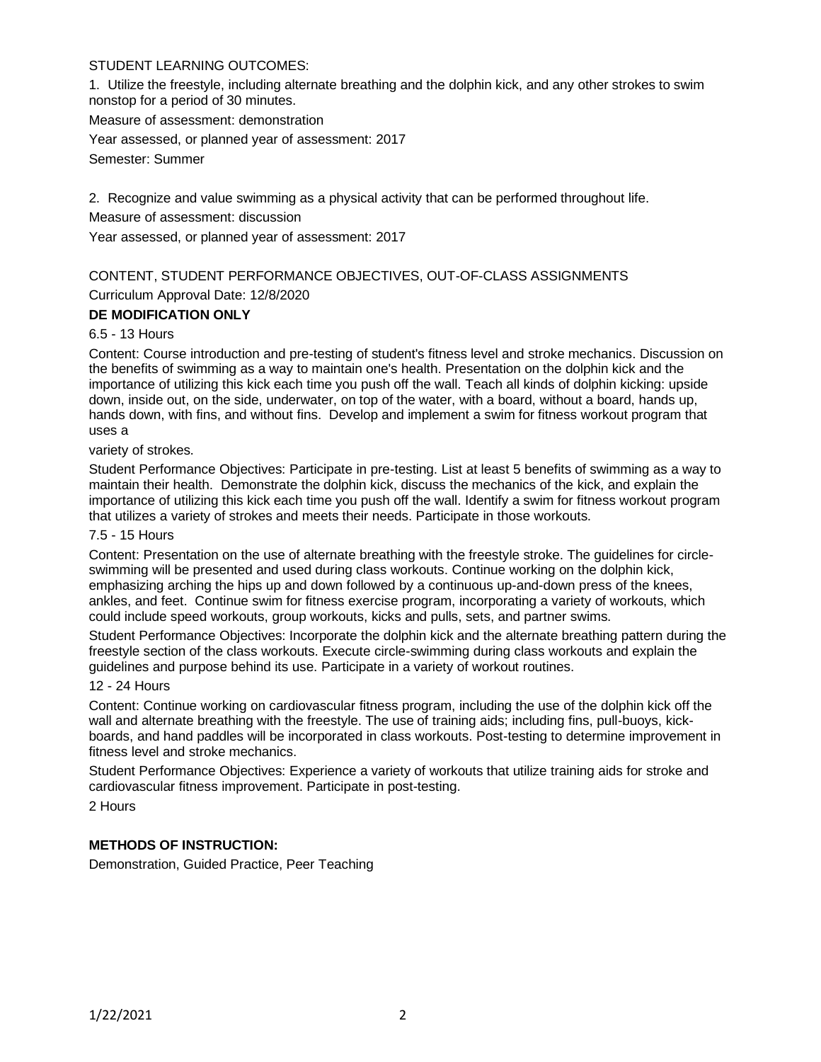STUDENT LEARNING OUTCOMES:

1. Utilize the freestyle, including alternate breathing and the dolphin kick, and any other strokes to swim nonstop for a period of 30 minutes.

Measure of assessment: demonstration

Year assessed, or planned year of assessment: 2017

Semester: Summer

2. Recognize and value swimming as a physical activity that can be performed throughout life.

Measure of assessment: discussion

Year assessed, or planned year of assessment: 2017

CONTENT, STUDENT PERFORMANCE OBJECTIVES, OUT-OF-CLASS ASSIGNMENTS

Curriculum Approval Date: 12/8/2020

**DE MODIFICATION ONLY**

6.5 - 13 Hours

Content: Course introduction and pre-testing of student's fitness level and stroke mechanics. Discussion on the benefits of swimming as a way to maintain one's health. Presentation on the dolphin kick and the importance of utilizing this kick each time you push off the wall. Teach all kinds of dolphin kicking: upside down, inside out, on the side, underwater, on top of the water, with a board, without a board, hands up, hands down, with fins, and without fins. Develop and implement a swim for fitness workout program that uses a

variety of strokes.

Student Performance Objectives: Participate in pre-testing. List at least 5 benefits of swimming as a way to maintain their health. Demonstrate the dolphin kick, discuss the mechanics of the kick, and explain the importance of utilizing this kick each time you push off the wall. Identify a swim for fitness workout program that utilizes a variety of strokes and meets their needs. Participate in those workouts.

7.5 - 15 Hours

Content: Presentation on the use of alternate breathing with the freestyle stroke. The guidelines for circle-swimming will be presented and used during class workouts. Continue working on the dolphin kick, emphasizing arching the hips up and down followed by a continuous up-and-down press of the knees, ankles, and feet. Continue swim for fitness exercise program, incorporating a variety of workouts, which could include speed workouts, group workouts, kicks and pulls, sets, and partner swims.

Student Performance Objectives: Incorporate the dolphin kick and the alternate breathing pattern during the freestyle section of the class workouts. Execute circle-swimming during class workouts and explain the guidelines and purpose behind its use. Participate in a variety of workout routines.

12 - 24 Hours

Content: Continue working on cardiovascular fitness program, including the use of the dolphin kick off the wall and alternate breathing with the freestyle. The use of training aids; including fins, pull-buoys, kick-boards, and hand paddles will be incorporated in class workouts. Post-testing to determine improvement in fitness level and stroke mechanics.

Student Performance Objectives: Experience a variety of workouts that utilize training aids for stroke and cardiovascular fitness improvement. Participate in post-testing.

2 Hours

**METHODS OF INSTRUCTION:**

Demonstration, Guided Practice, Peer Teaching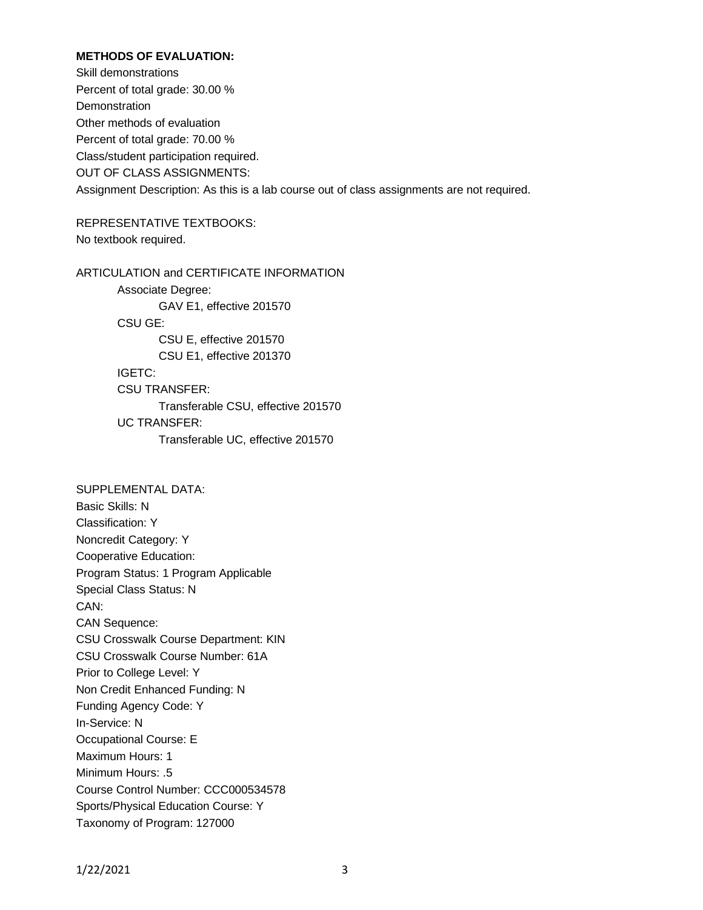**METHODS OF EVALUATION:**

Skill demonstrations

Percent of total grade: 30.00 %

Demonstration

Other methods of evaluation

Percent of total grade: 70.00 %

Class/student participation required.

OUT OF CLASS ASSIGNMENTS:

Assignment Description: As this is a lab course out of class assignments are not required.

REPRESENTATIVE TEXTBOOKS:

No textbook required.

ARTICULATION and CERTIFICATE INFORMATION

- Associate Degree:
  - GAV E1, effective 201570
- CSU GE:
  - CSU E, effective 201570
  - CSU E1, effective 201370
- IGETC:
- CSU TRANSFER:
  - Transferable CSU, effective 201570
- UC TRANSFER:
  - Transferable UC, effective 201570

SUPPLEMENTAL DATA:

Basic Skills: N

Classification: Y

Noncredit Category: Y

Cooperative Education:

Program Status: 1 Program Applicable

Special Class Status: N

CAN:

CAN Sequence:

CSU Crosswalk Course Department: KIN

CSU Crosswalk Course Number: 61A

Prior to College Level: Y

Non Credit Enhanced Funding: N

Funding Agency Code: Y

In-Service: N

Occupational Course: E

Maximum Hours: 1

Minimum Hours: .5

Course Control Number: CCC000534578

Sports/Physical Education Course: Y

Taxonomy of Program: 127000